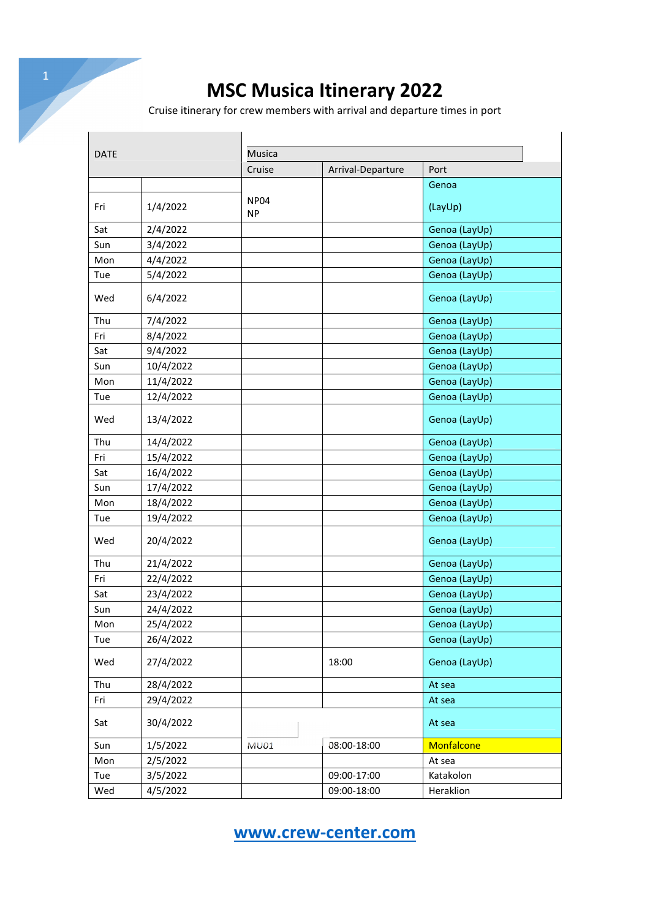# MSC Musica Itinerary 2022

Cruise itinerary for crew members with arrival and departure times in port

| DATE | | Musica | | |
|---|---|---|---|---|
| | | Cruise | Arrival-Departure | Port |
| Fri | 1/4/2022 | NP04 NP | | Genoa (LayUp) |
| Sat | 2/4/2022 | | | Genoa (LayUp) |
| Sun | 3/4/2022 | | | Genoa (LayUp) |
| Mon | 4/4/2022 | | | Genoa (LayUp) |
| Tue | 5/4/2022 | | | Genoa (LayUp) |
| Wed | 6/4/2022 | | | Genoa (LayUp) |
| Thu | 7/4/2022 | | | Genoa (LayUp) |
| Fri | 8/4/2022 | | | Genoa (LayUp) |
| Sat | 9/4/2022 | | | Genoa (LayUp) |
| Sun | 10/4/2022 | | | Genoa (LayUp) |
| Mon | 11/4/2022 | | | Genoa (LayUp) |
| Tue | 12/4/2022 | | | Genoa (LayUp) |
| Wed | 13/4/2022 | | | Genoa (LayUp) |
| Thu | 14/4/2022 | | | Genoa (LayUp) |
| Fri | 15/4/2022 | | | Genoa (LayUp) |
| Sat | 16/4/2022 | | | Genoa (LayUp) |
| Sun | 17/4/2022 | | | Genoa (LayUp) |
| Mon | 18/4/2022 | | | Genoa (LayUp) |
| Tue | 19/4/2022 | | | Genoa (LayUp) |
| Wed | 20/4/2022 | | | Genoa (LayUp) |
| Thu | 21/4/2022 | | | Genoa (LayUp) |
| Fri | 22/4/2022 | | | Genoa (LayUp) |
| Sat | 23/4/2022 | | | Genoa (LayUp) |
| Sun | 24/4/2022 | | | Genoa (LayUp) |
| Mon | 25/4/2022 | | | Genoa (LayUp) |
| Tue | 26/4/2022 | | | Genoa (LayUp) |
| Wed | 27/4/2022 | | 18:00 | Genoa (LayUp) |
| Thu | 28/4/2022 | | | At sea |
| Fri | 29/4/2022 | | | At sea |
| Sat | 30/4/2022 | | | At sea |
| Sun | 1/5/2022 | MU01 | 08:00-18:00 | Monfalcone |
| Mon | 2/5/2022 | | | At sea |
| Tue | 3/5/2022 | | 09:00-17:00 | Katakolon |
| Wed | 4/5/2022 | | 09:00-18:00 | Heraklion |

www.crew-center.com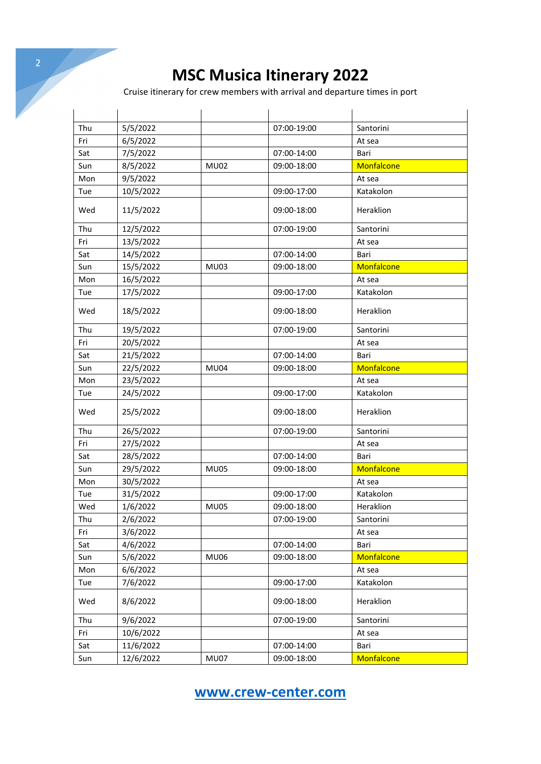# MSC Musica Itinerary 2022

Cruise itinerary for crew members with arrival and departure times in port

| | | | | |
|---|---|---|---|---|
| Thu | 5/5/2022 | | 07:00-19:00 | Santorini |
| Fri | 6/5/2022 | | | At sea |
| Sat | 7/5/2022 | | 07:00-14:00 | Bari |
| Sun | 8/5/2022 | MU02 | 09:00-18:00 | Monfalcone |
| Mon | 9/5/2022 | | | At sea |
| Tue | 10/5/2022 | | 09:00-17:00 | Katakolon |
| Wed | 11/5/2022 | | 09:00-18:00 | Heraklion |
| Thu | 12/5/2022 | | 07:00-19:00 | Santorini |
| Fri | 13/5/2022 | | | At sea |
| Sat | 14/5/2022 | | 07:00-14:00 | Bari |
| Sun | 15/5/2022 | MU03 | 09:00-18:00 | Monfalcone |
| Mon | 16/5/2022 | | | At sea |
| Tue | 17/5/2022 | | 09:00-17:00 | Katakolon |
| Wed | 18/5/2022 | | 09:00-18:00 | Heraklion |
| Thu | 19/5/2022 | | 07:00-19:00 | Santorini |
| Fri | 20/5/2022 | | | At sea |
| Sat | 21/5/2022 | | 07:00-14:00 | Bari |
| Sun | 22/5/2022 | MU04 | 09:00-18:00 | Monfalcone |
| Mon | 23/5/2022 | | | At sea |
| Tue | 24/5/2022 | | 09:00-17:00 | Katakolon |
| Wed | 25/5/2022 | | 09:00-18:00 | Heraklion |
| Thu | 26/5/2022 | | 07:00-19:00 | Santorini |
| Fri | 27/5/2022 | | | At sea |
| Sat | 28/5/2022 | | 07:00-14:00 | Bari |
| Sun | 29/5/2022 | MU05 | 09:00-18:00 | Monfalcone |
| Mon | 30/5/2022 | | | At sea |
| Tue | 31/5/2022 | | 09:00-17:00 | Katakolon |
| Wed | 1/6/2022 | MU05 | 09:00-18:00 | Heraklion |
| Thu | 2/6/2022 | | 07:00-19:00 | Santorini |
| Fri | 3/6/2022 | | | At sea |
| Sat | 4/6/2022 | | 07:00-14:00 | Bari |
| Sun | 5/6/2022 | MU06 | 09:00-18:00 | Monfalcone |
| Mon | 6/6/2022 | | | At sea |
| Tue | 7/6/2022 | | 09:00-17:00 | Katakolon |
| Wed | 8/6/2022 | | 09:00-18:00 | Heraklion |
| Thu | 9/6/2022 | | 07:00-19:00 | Santorini |
| Fri | 10/6/2022 | | | At sea |
| Sat | 11/6/2022 | | 07:00-14:00 | Bari |
| Sun | 12/6/2022 | MU07 | 09:00-18:00 | Monfalcone |

[www.crew-center.com](http://www.crew-center.com)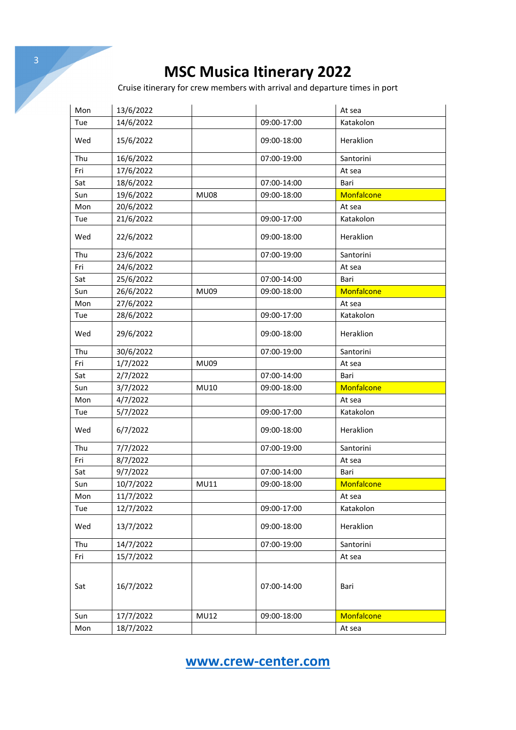# MSC Musica Itinerary 2022

Cruise itinerary for crew members with arrival and departure times in port

| | | | | |
|---|---|---|---|---|
| Mon | 13/6/2022 | | | At sea |
| Tue | 14/6/2022 | | 09:00-17:00 | Katakolon |
| Wed | 15/6/2022 | | 09:00-18:00 | Heraklion |
| Thu | 16/6/2022 | | 07:00-19:00 | Santorini |
| Fri | 17/6/2022 | | | At sea |
| Sat | 18/6/2022 | | 07:00-14:00 | Bari |
| Sun | 19/6/2022 | MU08 | 09:00-18:00 | Monfalcone |
| Mon | 20/6/2022 | | | At sea |
| Tue | 21/6/2022 | | 09:00-17:00 | Katakolon |
| Wed | 22/6/2022 | | 09:00-18:00 | Heraklion |
| Thu | 23/6/2022 | | 07:00-19:00 | Santorini |
| Fri | 24/6/2022 | | | At sea |
| Sat | 25/6/2022 | | 07:00-14:00 | Bari |
| Sun | 26/6/2022 | MU09 | 09:00-18:00 | Monfalcone |
| Mon | 27/6/2022 | | | At sea |
| Tue | 28/6/2022 | | 09:00-17:00 | Katakolon |
| Wed | 29/6/2022 | | 09:00-18:00 | Heraklion |
| Thu | 30/6/2022 | | 07:00-19:00 | Santorini |
| Fri | 1/7/2022 | MU09 | | At sea |
| Sat | 2/7/2022 | | 07:00-14:00 | Bari |
| Sun | 3/7/2022 | MU10 | 09:00-18:00 | Monfalcone |
| Mon | 4/7/2022 | | | At sea |
| Tue | 5/7/2022 | | 09:00-17:00 | Katakolon |
| Wed | 6/7/2022 | | 09:00-18:00 | Heraklion |
| Thu | 7/7/2022 | | 07:00-19:00 | Santorini |
| Fri | 8/7/2022 | | | At sea |
| Sat | 9/7/2022 | | 07:00-14:00 | Bari |
| Sun | 10/7/2022 | MU11 | 09:00-18:00 | Monfalcone |
| Mon | 11/7/2022 | | | At sea |
| Tue | 12/7/2022 | | 09:00-17:00 | Katakolon |
| Wed | 13/7/2022 | | 09:00-18:00 | Heraklion |
| Thu | 14/7/2022 | | 07:00-19:00 | Santorini |
| Fri | 15/7/2022 | | | At sea |
| Sat | 16/7/2022 | | 07:00-14:00 | Bari |
| Sun | 17/7/2022 | MU12 | 09:00-18:00 | Monfalcone |
| Mon | 18/7/2022 | | | At sea |

[www.crew-center.com](http://www.crew-center.com)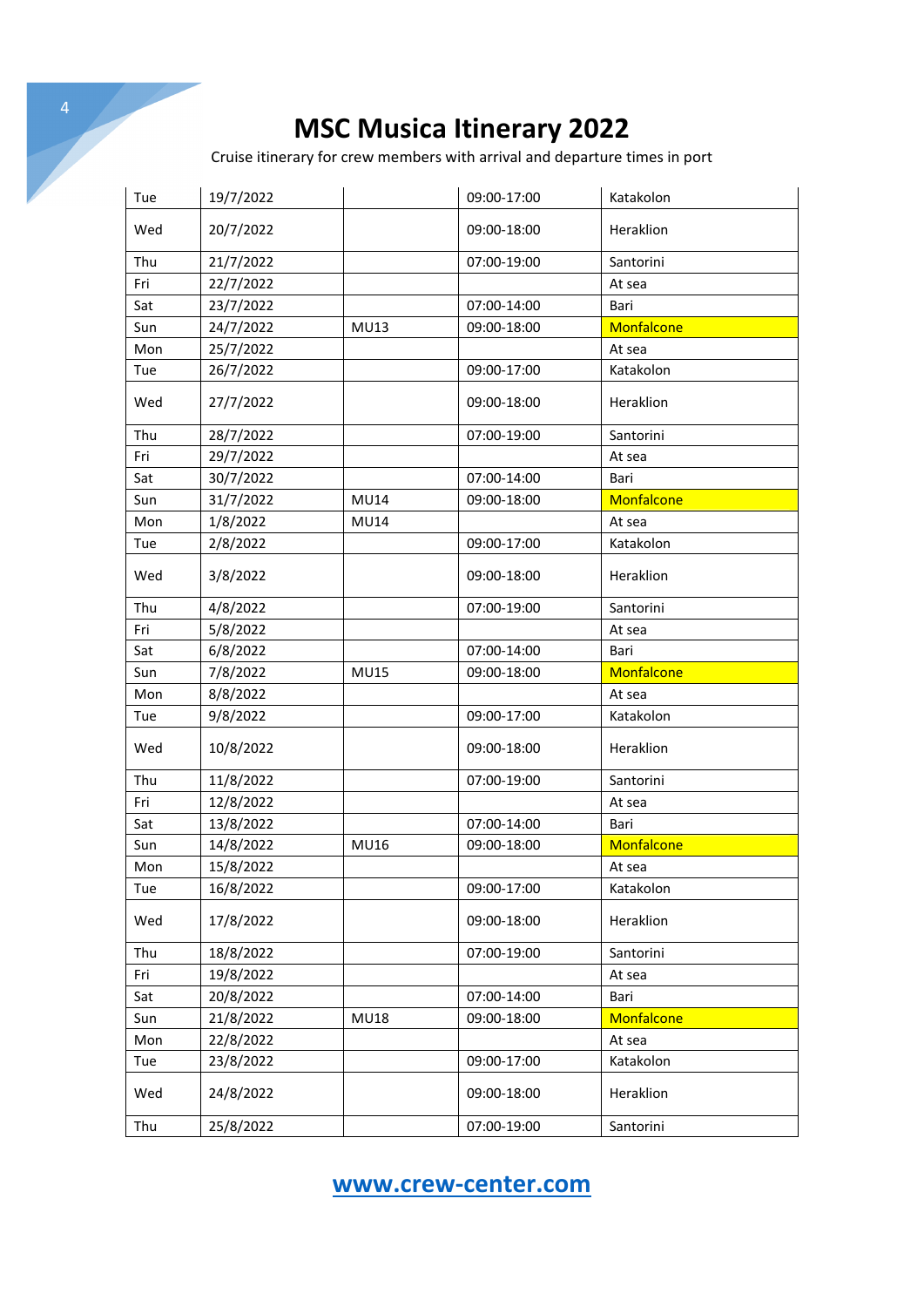# MSC Musica Itinerary 2022

Cruise itinerary for crew members with arrival and departure times in port

| | | | | |
|---|---|---|---|---|
| Tue | 19/7/2022 | | 09:00-17:00 | Katakolon |
| Wed | 20/7/2022 | | 09:00-18:00 | Heraklion |
| Thu | 21/7/2022 | | 07:00-19:00 | Santorini |
| Fri | 22/7/2022 | | | At sea |
| Sat | 23/7/2022 | | 07:00-14:00 | Bari |
| Sun | 24/7/2022 | MU13 | 09:00-18:00 | Monfalcone |
| Mon | 25/7/2022 | | | At sea |
| Tue | 26/7/2022 | | 09:00-17:00 | Katakolon |
| Wed | 27/7/2022 | | 09:00-18:00 | Heraklion |
| Thu | 28/7/2022 | | 07:00-19:00 | Santorini |
| Fri | 29/7/2022 | | | At sea |
| Sat | 30/7/2022 | | 07:00-14:00 | Bari |
| Sun | 31/7/2022 | MU14 | 09:00-18:00 | Monfalcone |
| Mon | 1/8/2022 | MU14 | | At sea |
| Tue | 2/8/2022 | | 09:00-17:00 | Katakolon |
| Wed | 3/8/2022 | | 09:00-18:00 | Heraklion |
| Thu | 4/8/2022 | | 07:00-19:00 | Santorini |
| Fri | 5/8/2022 | | | At sea |
| Sat | 6/8/2022 | | 07:00-14:00 | Bari |
| Sun | 7/8/2022 | MU15 | 09:00-18:00 | Monfalcone |
| Mon | 8/8/2022 | | | At sea |
| Tue | 9/8/2022 | | 09:00-17:00 | Katakolon |
| Wed | 10/8/2022 | | 09:00-18:00 | Heraklion |
| Thu | 11/8/2022 | | 07:00-19:00 | Santorini |
| Fri | 12/8/2022 | | | At sea |
| Sat | 13/8/2022 | | 07:00-14:00 | Bari |
| Sun | 14/8/2022 | MU16 | 09:00-18:00 | Monfalcone |
| Mon | 15/8/2022 | | | At sea |
| Tue | 16/8/2022 | | 09:00-17:00 | Katakolon |
| Wed | 17/8/2022 | | 09:00-18:00 | Heraklion |
| Thu | 18/8/2022 | | 07:00-19:00 | Santorini |
| Fri | 19/8/2022 | | | At sea |
| Sat | 20/8/2022 | | 07:00-14:00 | Bari |
| Sun | 21/8/2022 | MU18 | 09:00-18:00 | Monfalcone |
| Mon | 22/8/2022 | | | At sea |
| Tue | 23/8/2022 | | 09:00-17:00 | Katakolon |
| Wed | 24/8/2022 | | 09:00-18:00 | Heraklion |
| Thu | 25/8/2022 | | 07:00-19:00 | Santorini |

www.crew-center.com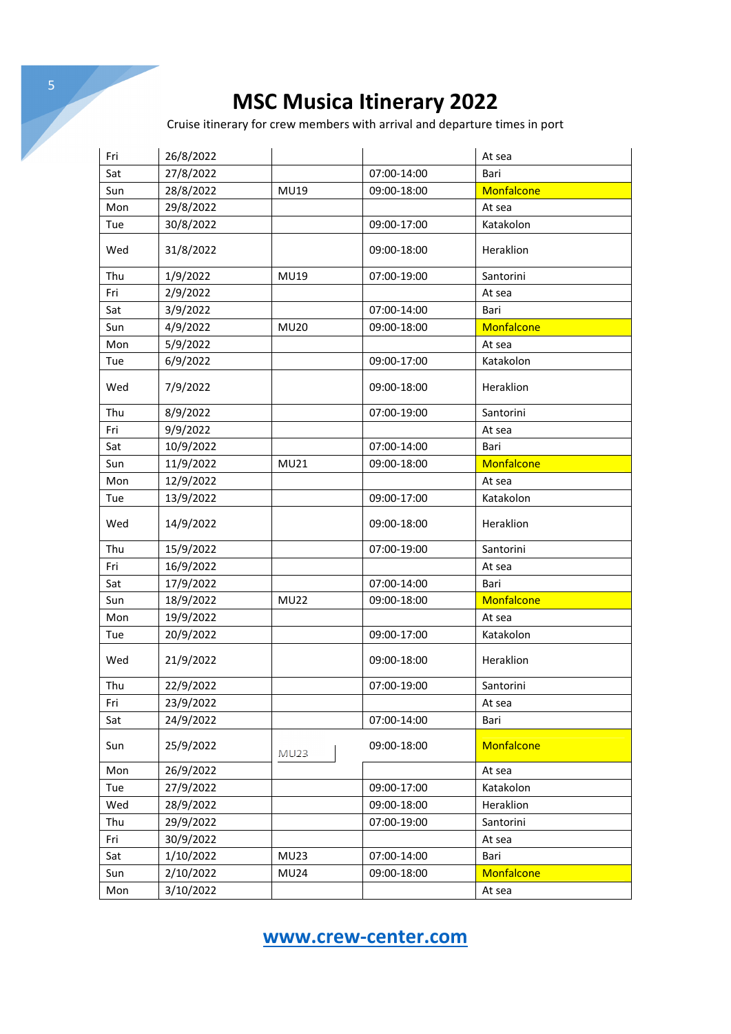# MSC Musica Itinerary 2022

Cruise itinerary for crew members with arrival and departure times in port

| | | | | |
|---|---|---|---|---|
| Fri | 26/8/2022 | | | At sea |
| Sat | 27/8/2022 | | 07:00-14:00 | Bari |
| Sun | 28/8/2022 | MU19 | 09:00-18:00 | Monfalcone |
| Mon | 29/8/2022 | | | At sea |
| Tue | 30/8/2022 | | 09:00-17:00 | Katakolon |
| Wed | 31/8/2022 | | 09:00-18:00 | Heraklion |
| Thu | 1/9/2022 | MU19 | 07:00-19:00 | Santorini |
| Fri | 2/9/2022 | | | At sea |
| Sat | 3/9/2022 | | 07:00-14:00 | Bari |
| Sun | 4/9/2022 | MU20 | 09:00-18:00 | Monfalcone |
| Mon | 5/9/2022 | | | At sea |
| Tue | 6/9/2022 | | 09:00-17:00 | Katakolon |
| Wed | 7/9/2022 | | 09:00-18:00 | Heraklion |
| Thu | 8/9/2022 | | 07:00-19:00 | Santorini |
| Fri | 9/9/2022 | | | At sea |
| Sat | 10/9/2022 | | 07:00-14:00 | Bari |
| Sun | 11/9/2022 | MU21 | 09:00-18:00 | Monfalcone |
| Mon | 12/9/2022 | | | At sea |
| Tue | 13/9/2022 | | 09:00-17:00 | Katakolon |
| Wed | 14/9/2022 | | 09:00-18:00 | Heraklion |
| Thu | 15/9/2022 | | 07:00-19:00 | Santorini |
| Fri | 16/9/2022 | | | At sea |
| Sat | 17/9/2022 | | 07:00-14:00 | Bari |
| Sun | 18/9/2022 | MU22 | 09:00-18:00 | Monfalcone |
| Mon | 19/9/2022 | | | At sea |
| Tue | 20/9/2022 | | 09:00-17:00 | Katakolon |
| Wed | 21/9/2022 | | 09:00-18:00 | Heraklion |
| Thu | 22/9/2022 | | 07:00-19:00 | Santorini |
| Fri | 23/9/2022 | | | At sea |
| Sat | 24/9/2022 | | 07:00-14:00 | Bari |
| Sun | 25/9/2022 | MU23 | 09:00-18:00 | Monfalcone |
| Mon | 26/9/2022 | | | At sea |
| Tue | 27/9/2022 | | 09:00-17:00 | Katakolon |
| Wed | 28/9/2022 | | 09:00-18:00 | Heraklion |
| Thu | 29/9/2022 | | 07:00-19:00 | Santorini |
| Fri | 30/9/2022 | | | At sea |
| Sat | 1/10/2022 | MU23 | 07:00-14:00 | Bari |
| Sun | 2/10/2022 | MU24 | 09:00-18:00 | Monfalcone |
| Mon | 3/10/2022 | | | At sea |

[www.crew-center.com](http://www.crew-center.com)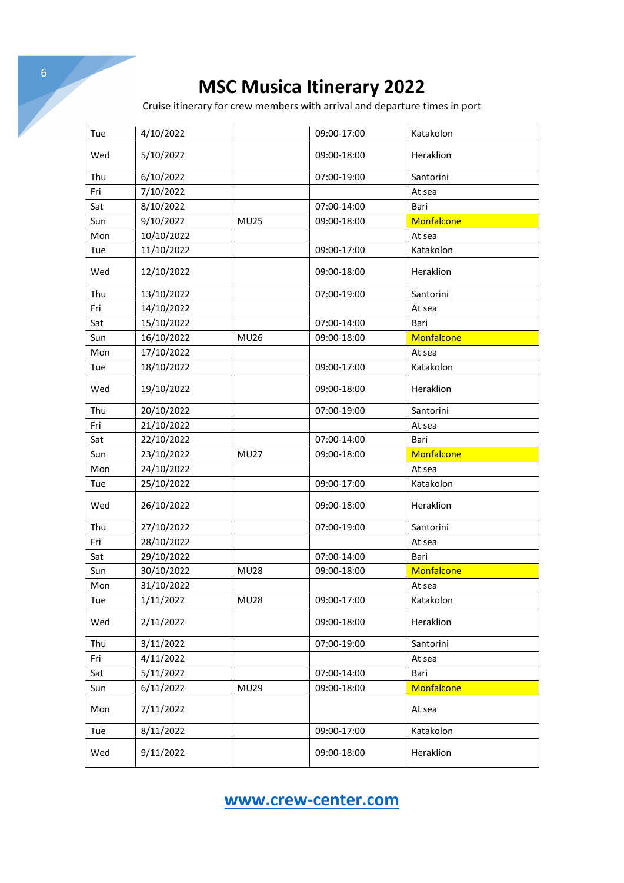# MSC Musica Itinerary 2022

Cruise itinerary for crew members with arrival and departure times in port

| | | | | |
|---|---|---|---|---|
| Tue | 4/10/2022 | | 09:00-17:00 | Katakolon |
| Wed | 5/10/2022 | | 09:00-18:00 | Heraklion |
| Thu | 6/10/2022 | | 07:00-19:00 | Santorini |
| Fri | 7/10/2022 | | | At sea |
| Sat | 8/10/2022 | | 07:00-14:00 | Bari |
| Sun | 9/10/2022 | MU25 | 09:00-18:00 | Monfalcone |
| Mon | 10/10/2022 | | | At sea |
| Tue | 11/10/2022 | | 09:00-17:00 | Katakolon |
| Wed | 12/10/2022 | | 09:00-18:00 | Heraklion |
| Thu | 13/10/2022 | | 07:00-19:00 | Santorini |
| Fri | 14/10/2022 | | | At sea |
| Sat | 15/10/2022 | | 07:00-14:00 | Bari |
| Sun | 16/10/2022 | MU26 | 09:00-18:00 | Monfalcone |
| Mon | 17/10/2022 | | | At sea |
| Tue | 18/10/2022 | | 09:00-17:00 | Katakolon |
| Wed | 19/10/2022 | | 09:00-18:00 | Heraklion |
| Thu | 20/10/2022 | | 07:00-19:00 | Santorini |
| Fri | 21/10/2022 | | | At sea |
| Sat | 22/10/2022 | | 07:00-14:00 | Bari |
| Sun | 23/10/2022 | MU27 | 09:00-18:00 | Monfalcone |
| Mon | 24/10/2022 | | | At sea |
| Tue | 25/10/2022 | | 09:00-17:00 | Katakolon |
| Wed | 26/10/2022 | | 09:00-18:00 | Heraklion |
| Thu | 27/10/2022 | | 07:00-19:00 | Santorini |
| Fri | 28/10/2022 | | | At sea |
| Sat | 29/10/2022 | | 07:00-14:00 | Bari |
| Sun | 30/10/2022 | MU28 | 09:00-18:00 | Monfalcone |
| Mon | 31/10/2022 | | | At sea |
| Tue | 1/11/2022 | MU28 | 09:00-17:00 | Katakolon |
| Wed | 2/11/2022 | | 09:00-18:00 | Heraklion |
| Thu | 3/11/2022 | | 07:00-19:00 | Santorini |
| Fri | 4/11/2022 | | | At sea |
| Sat | 5/11/2022 | | 07:00-14:00 | Bari |
| Sun | 6/11/2022 | MU29 | 09:00-18:00 | Monfalcone |
| Mon | 7/11/2022 | | | At sea |
| Tue | 8/11/2022 | | 09:00-17:00 | Katakolon |
| Wed | 9/11/2022 | | 09:00-18:00 | Heraklion |

[www.crew-center.com](http://www.crew-center.com)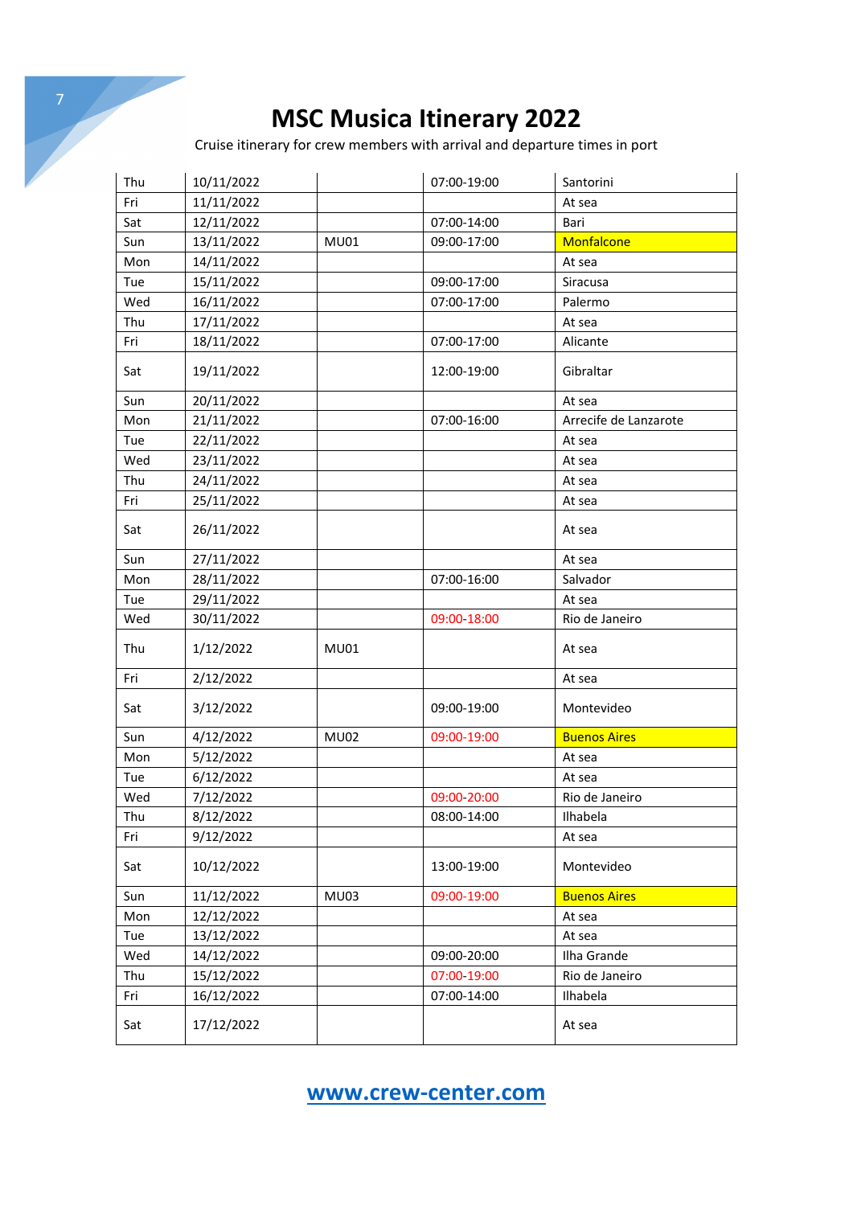# MSC Musica Itinerary 2022

Cruise itinerary for crew members with arrival and departure times in port

| | | | | |
|---|---|---|---|---|
| Thu | 10/11/2022 | | 07:00-19:00 | Santorini |
| Fri | 11/11/2022 | | | At sea |
| Sat | 12/11/2022 | | 07:00-14:00 | Bari |
| Sun | 13/11/2022 | MU01 | 09:00-17:00 | Monfalcone |
| Mon | 14/11/2022 | | | At sea |
| Tue | 15/11/2022 | | 09:00-17:00 | Siracusa |
| Wed | 16/11/2022 | | 07:00-17:00 | Palermo |
| Thu | 17/11/2022 | | | At sea |
| Fri | 18/11/2022 | | 07:00-17:00 | Alicante |
| Sat | 19/11/2022 | | 12:00-19:00 | Gibraltar |
| Sun | 20/11/2022 | | | At sea |
| Mon | 21/11/2022 | | 07:00-16:00 | Arrecife de Lanzarote |
| Tue | 22/11/2022 | | | At sea |
| Wed | 23/11/2022 | | | At sea |
| Thu | 24/11/2022 | | | At sea |
| Fri | 25/11/2022 | | | At sea |
| Sat | 26/11/2022 | | | At sea |
| Sun | 27/11/2022 | | | At sea |
| Mon | 28/11/2022 | | 07:00-16:00 | Salvador |
| Tue | 29/11/2022 | | | At sea |
| Wed | 30/11/2022 | | 09:00-18:00 | Rio de Janeiro |
| Thu | 1/12/2022 | MU01 | | At sea |
| Fri | 2/12/2022 | | | At sea |
| Sat | 3/12/2022 | | 09:00-19:00 | Montevideo |
| Sun | 4/12/2022 | MU02 | 09:00-19:00 | Buenos Aires |
| Mon | 5/12/2022 | | | At sea |
| Tue | 6/12/2022 | | | At sea |
| Wed | 7/12/2022 | | 09:00-20:00 | Rio de Janeiro |
| Thu | 8/12/2022 | | 08:00-14:00 | Ilhabela |
| Fri | 9/12/2022 | | | At sea |
| Sat | 10/12/2022 | | 13:00-19:00 | Montevideo |
| Sun | 11/12/2022 | MU03 | 09:00-19:00 | Buenos Aires |
| Mon | 12/12/2022 | | | At sea |
| Tue | 13/12/2022 | | | At sea |
| Wed | 14/12/2022 | | 09:00-20:00 | Ilha Grande |
| Thu | 15/12/2022 | | 07:00-19:00 | Rio de Janeiro |
| Fri | 16/12/2022 | | 07:00-14:00 | Ilhabela |
| Sat | 17/12/2022 | | | At sea |

www.crew-center.com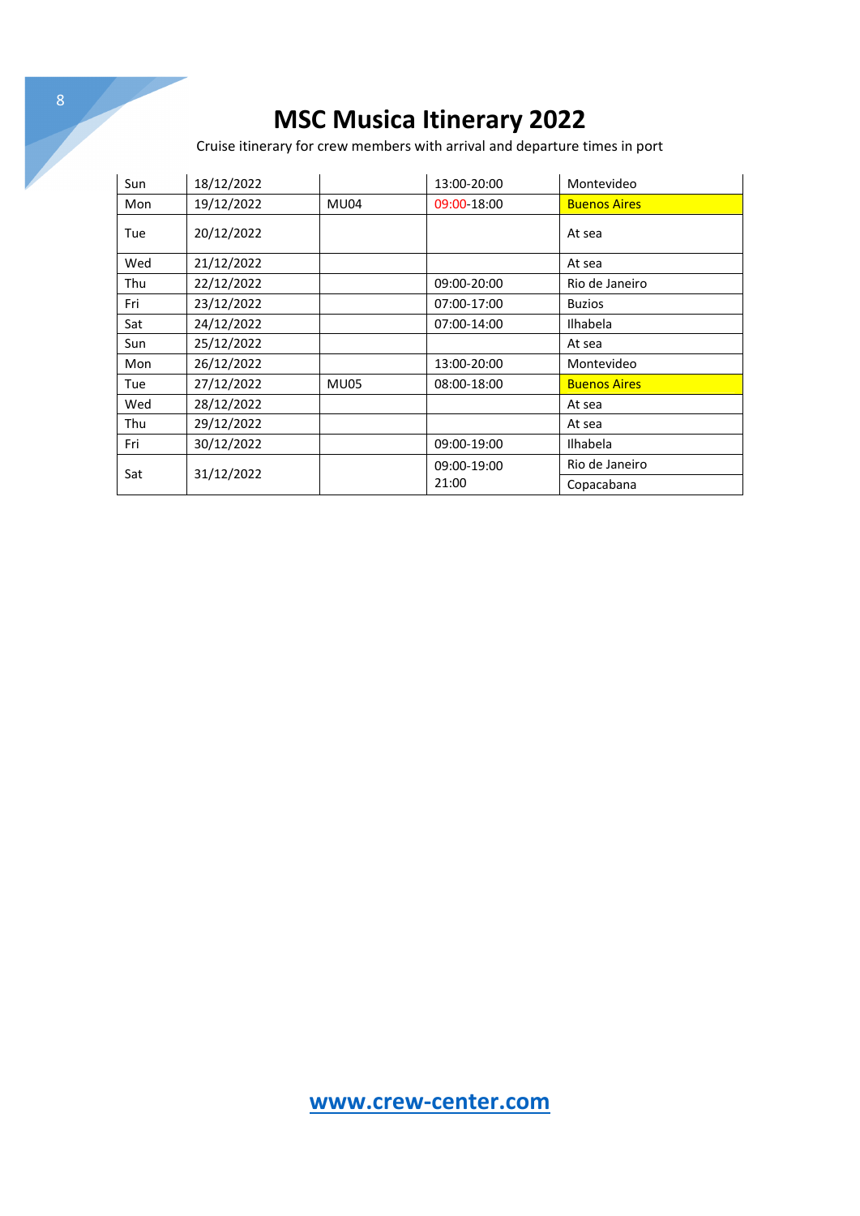# MSC Musica Itinerary 2022

Cruise itinerary for crew members with arrival and departure times in port

| | | | | |
|---|---|---|---|---|
| Sun | 18/12/2022 | | 13:00-20:00 | Montevideo |
| Mon | 19/12/2022 | MU04 | 09:00-18:00 | Buenos Aires |
| Tue | 20/12/2022 | | | At sea |
| Wed | 21/12/2022 | | | At sea |
| Thu | 22/12/2022 | | 09:00-20:00 | Rio de Janeiro |
| Fri | 23/12/2022 | | 07:00-17:00 | Buzios |
| Sat | 24/12/2022 | | 07:00-14:00 | Ilhabela |
| Sun | 25/12/2022 | | | At sea |
| Mon | 26/12/2022 | | 13:00-20:00 | Montevideo |
| Tue | 27/12/2022 | MU05 | 08:00-18:00 | Buenos Aires |
| Wed | 28/12/2022 | | | At sea |
| Thu | 29/12/2022 | | | At sea |
| Fri | 30/12/2022 | | 09:00-19:00 | Ilhabela |
| Sat | 31/12/2022 | | 09:00-19:00 | Rio de Janeiro |
| | | | 21:00 | Copacabana |

www.crew-center.com